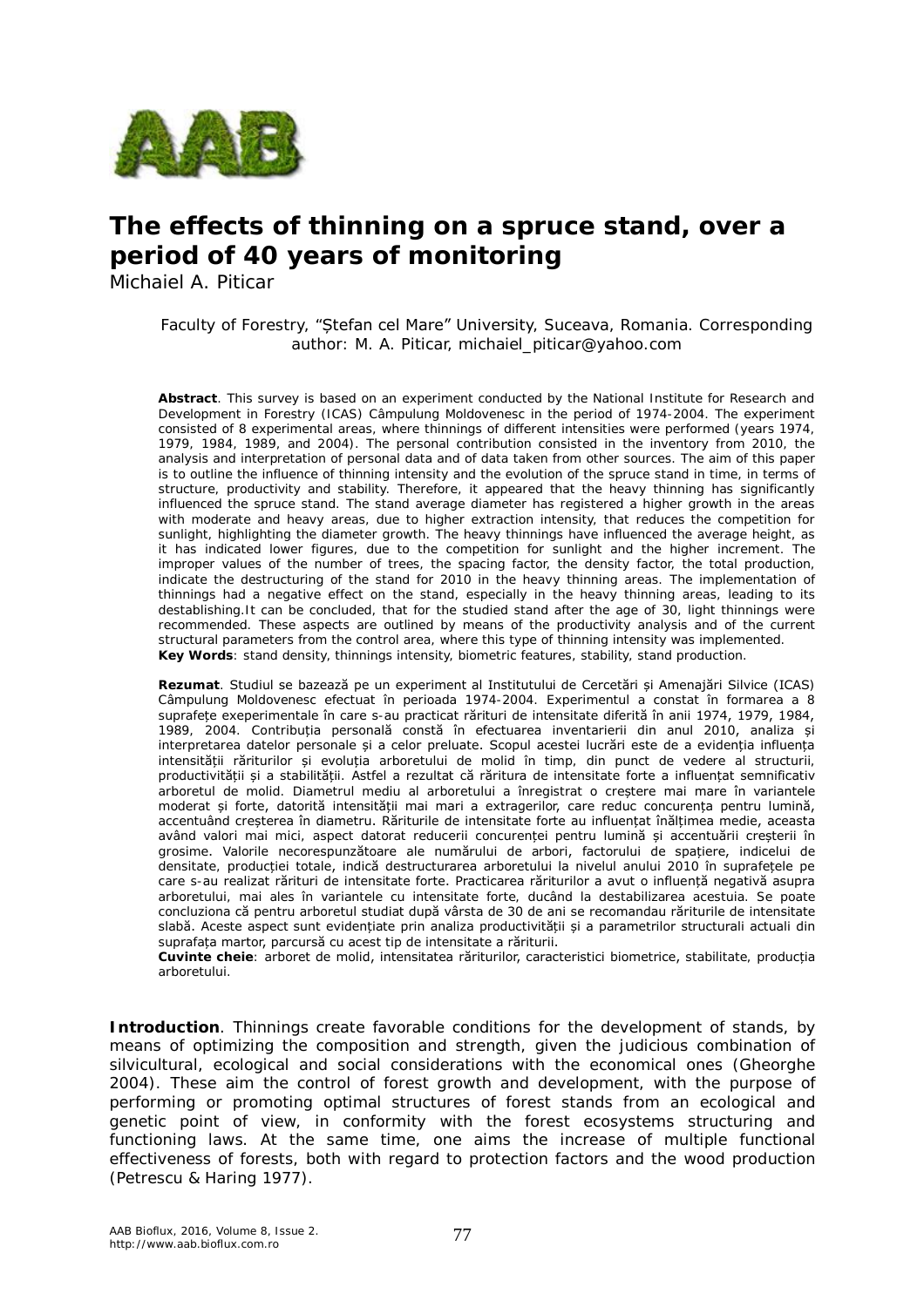# The effects of thinning on a spruce stand, over a period of 40 years of monitoring

Michaiel A. Piticar

Faculty of Forestry, "Ștefan cel Mare" University, Suceava, Romania. Corresponding author: M. A. Piticar, michaiel_piticar@yahoo.com

**Abstract**. This survey is based on an experiment conducted by the National Institute for Research and Development in Forestry (ICAS) Câmpulung Moldovenesc in the period of 1974-2004. The experiment consisted of 8 experimental areas, where thinnings of different intensities were performed (years 1974, 1979, 1984, 1989, and 2004). The personal contribution consisted in the inventory from 2010, the analysis and interpretation of personal data and of data taken from other sources. The aim of this paper is to outline the influence of thinning intensity and the evolution of the spruce stand in time, in terms of structure, productivity and stability. Therefore, it appeared that the heavy thinning has significantly influenced the spruce stand. The stand average diameter has registered a higher growth in the areas with moderate and heavy areas, due to higher extraction intensity, that reduces the competition for sunlight, highlighting the diameter growth. The heavy thinnings have influenced the average height, as it has indicated lower figures, due to the competition for sunlight and the higher increment. The improper values of the number of trees, the spacing factor, the density factor, the total production, indicate the destructuring of the stand for 2010 in the heavy thinning areas. The implementation of thinnings had a negative effect on the stand, especially in the heavy thinning areas, leading to its destablishing.It can be concluded, that for the studied stand after the age of 30, light thinnings were recommended. These aspects are outlined by means of the productivity analysis and of the current structural parameters from the control area, where this type of thinning intensity was implemented.
**Key Words**: stand density, thinnings intensity, biometric features, stability, stand production.

**Rezumat**. Studiul se bazează pe un experiment al Institutului de Cercetări și Amenajări Silvice (ICAS) Câmpulung Moldovenesc efectuat în perioada 1974-2004. Experimentul a constat în formarea a 8 suprafețe exeperimentale în care s-au practicat rărituri de intensitate diferită în anii 1974, 1979, 1984, 1989, 2004. Contribuția personală constă în efectuarea inventarierii din anul 2010, analiza și interpretarea datelor personale și a celor preluate. Scopul acestei lucrări este de a evidenția influența intensității răriturilor și evoluția arboretului de molid în timp, din punct de vedere al structurii, productivității și a stabilității. Astfel a rezultat că răritura de intensitate forte a influențat semnificativ arboretul de molid. Diametrul mediu al arboretului a înregistrat o creștere mai mare în variantele moderat și forte, datorită intensității mai mari a extragerilor, care reduc concurența pentru lumină, accentuând creșterea în diametru. Răriturile de intensitate forte au influențat înălțimea medie, aceasta având valori mai mici, aspect datorat reducerii concurenței pentru lumină și accentuării creșterii în grosime. Valorile necorespunzătoare ale numărului de arbori, factorului de spațiere, indicelui de densitate, producției totale, indică destructurarea arboretului la nivelul anului 2010 în suprafețele pe care s-au realizat rărituri de intensitate forte. Practicarea răriturilor a avut o influență negativă asupra arboretului, mai ales în variantele cu intensitate forte, ducând la destabilizarea acestuia. Se poate concluziona că pentru arboretul studiat după vârsta de 30 de ani se recomandau răriturile de intensitate slabă. Aceste aspect sunt evidențiate prin analiza productivității și a parametrilor structurali actuali din suprafața martor, parcursă cu acest tip de intensitate a răriturii.
**Cuvinte cheie**: arboret de molid, intensitatea răriturilor, caracteristici biometrice, stabilitate, producția arboretului.

**Introduction**. Thinnings create favorable conditions for the development of stands, by means of optimizing the composition and strength, given the judicious combination of silvicultural, ecological and social considerations with the economical ones (Gheorghe 2004). These aim the control of forest growth and development, with the purpose of performing or promoting optimal structures of forest stands from an ecological and genetic point of view, in conformity with the forest ecosystems structuring and functioning laws. At the same time, one aims the increase of multiple functional effectiveness of forests, both with regard to protection factors and the wood production (Petrescu & Haring 1977).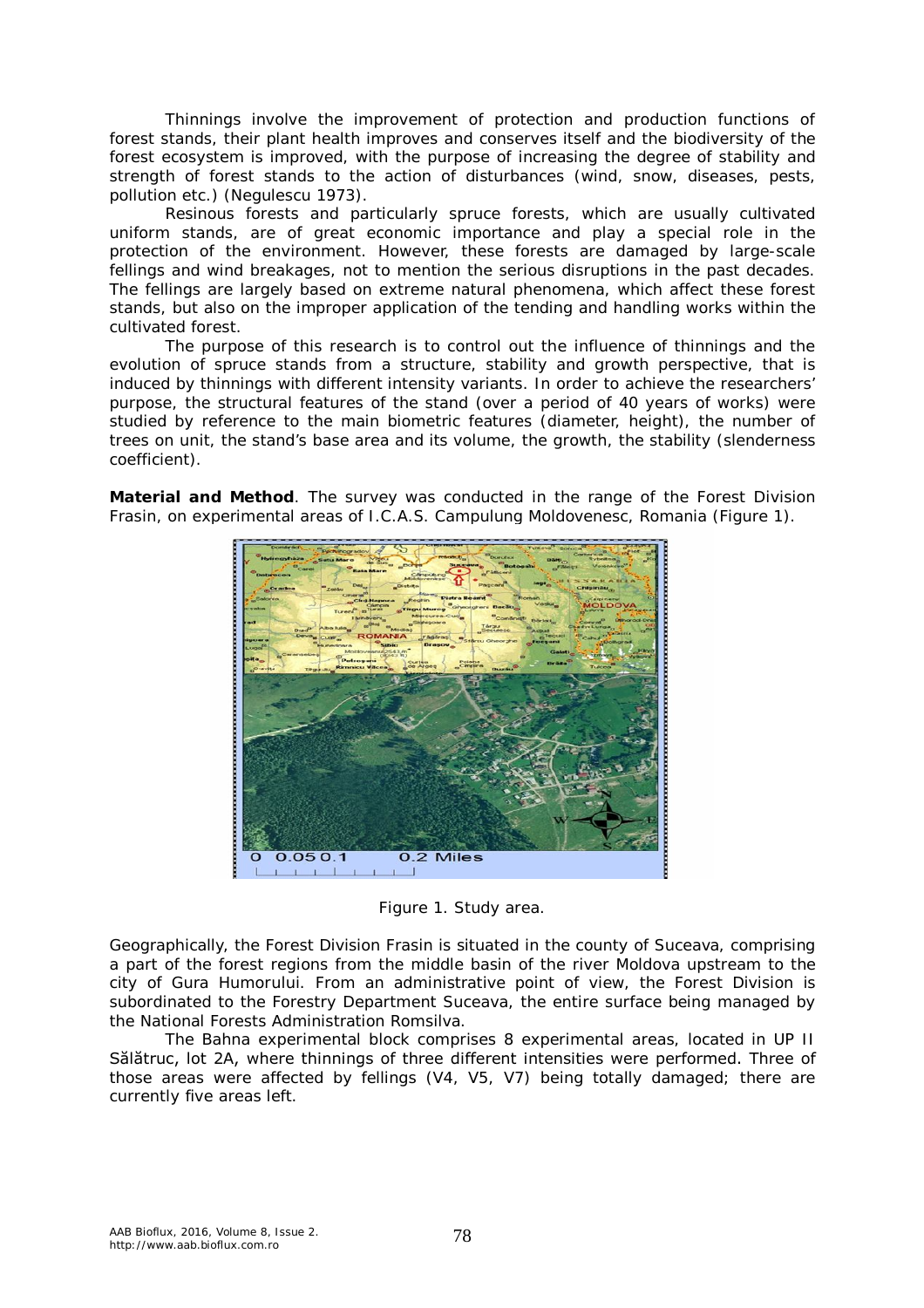Thinnings involve the improvement of protection and production functions of forest stands, their plant health improves and conserves itself and the biodiversity of the forest ecosystem is improved, with the purpose of increasing the degree of stability and strength of forest stands to the action of disturbances (wind, snow, diseases, pests, pollution etc.) (Negulescu 1973).

Resinous forests and particularly spruce forests, which are usually cultivated uniform stands, are of great economic importance and play a special role in the protection of the environment. However, these forests are damaged by large-scale fellings and wind breakages, not to mention the serious disruptions in the past decades. The fellings are largely based on extreme natural phenomena, which affect these forest stands, but also on the improper application of the tending and handling works within the cultivated forest.

The purpose of this research is to control out the influence of thinnings and the evolution of spruce stands from a structure, stability and growth perspective, that is induced by thinnings with different intensity variants. In order to achieve the researchers' purpose, the structural features of the stand (over a period of 40 years of works) were studied by reference to the main biometric features (diameter, height), the number of trees on unit, the stand's base area and its volume, the growth, the stability (slenderness coefficient).

**Material and Method**. The survey was conducted in the range of the Forest Division Frasin, on experimental areas of I.C.A.S. Campulung Moldovenesc, Romania (Figure 1).

Figure 1. Study area.

Geographically, the Forest Division Frasin is situated in the county of Suceava, comprising a part of the forest regions from the middle basin of the river Moldova upstream to the city of Gura Humorului. From an administrative point of view, the Forest Division is subordinated to the Forestry Department Suceava, the entire surface being managed by the National Forests Administration Romsilva.

The Bahna experimental block comprises 8 experimental areas, located in UP II Sălătruc, lot 2A, where thinnings of three different intensities were performed. Three of those areas were affected by fellings (V4, V5, V7) being totally damaged; there are currently five areas left.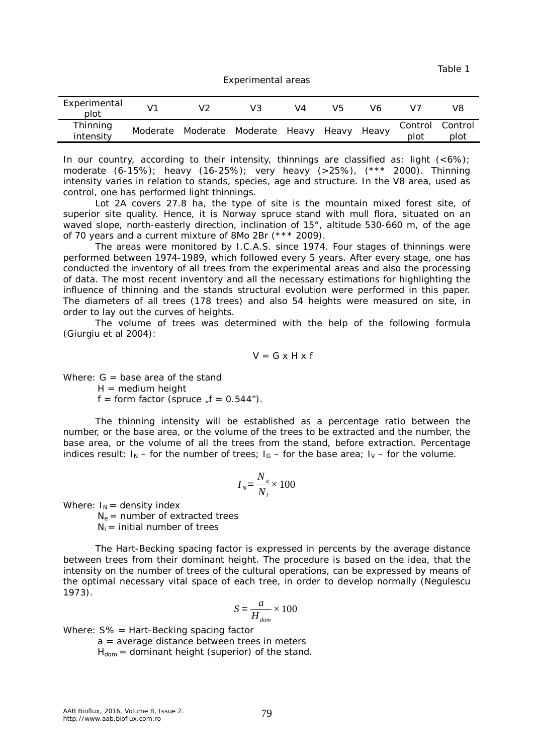Table 1

Experimental areas

| Experimental plot | V1 | V2 | V3 | V4 | V5 | V6 | V7 | V8 |
|---|---|---|---|---|---|---|---|---|
| Thinning intensity | Moderate | Moderate | Moderate | Heavy | Heavy | Heavy | Control plot | Control plot |

In our country, according to their intensity, thinnings are classified as: light (<6%); moderate (6-15%); heavy (16-25%); very heavy (>25%), (*** 2000). Thinning intensity varies in relation to stands, species, age and structure. In the V8 area, used as control, one has performed light thinnings.

Lot 2A covers 27.8 ha, the type of site is the mountain mixed forest site, of superior site quality. Hence, it is Norway spruce stand with mull flora, situated on an waved slope, north-easterly direction, inclination of 15°, altitude 530-660 m, of the age of 70 years and a current mixture of 8Mo 2Br (*** 2009).

The areas were monitored by I.C.A.S. since 1974. Four stages of thinnings were performed between 1974-1989, which followed every 5 years. After every stage, one has conducted the inventory of all trees from the experimental areas and also the processing of data. The most recent inventory and all the necessary estimations for highlighting the influence of thinning and the stands structural evolution were performed in this paper. The diameters of all trees (178 trees) and also 54 heights were measured on site, in order to lay out the curves of heights.

The volume of trees was determined with the help of the following formula (Giurgiu et al 2004):

$$V = G \times H \times f$$

Where: G = base area of the stand
H = medium height
f = form factor (spruce „f = 0.544”).

The thinning intensity will be established as a percentage ratio between the number, or the base area, or the volume of the trees to be extracted and the number, the base area, or the volume of all the trees from the stand, before extraction. Percentage indices result: $I_N$ – for the number of trees; $I_G$ – for the base area; $I_V$ – for the volume.

$$I_N = \frac{N_e}{N_i} \times 100$$

Where: $I_N$ = density index
$N_e$ = number of extracted trees
$N_i$ = initial number of trees

The Hart-Becking spacing factor is expressed in percents by the average distance between trees from their dominant height. The procedure is based on the idea, that the intensity on the number of trees of the cultural operations, can be expressed by means of the optimal necessary vital space of each tree, in order to develop normally (Negulescu 1973).

$$S = \frac{a}{H_{dom}} \times 100$$

Where: S% = Hart-Becking spacing factor
a = average distance between trees in meters
$H_{dom}$ = dominant height (superior) of the stand.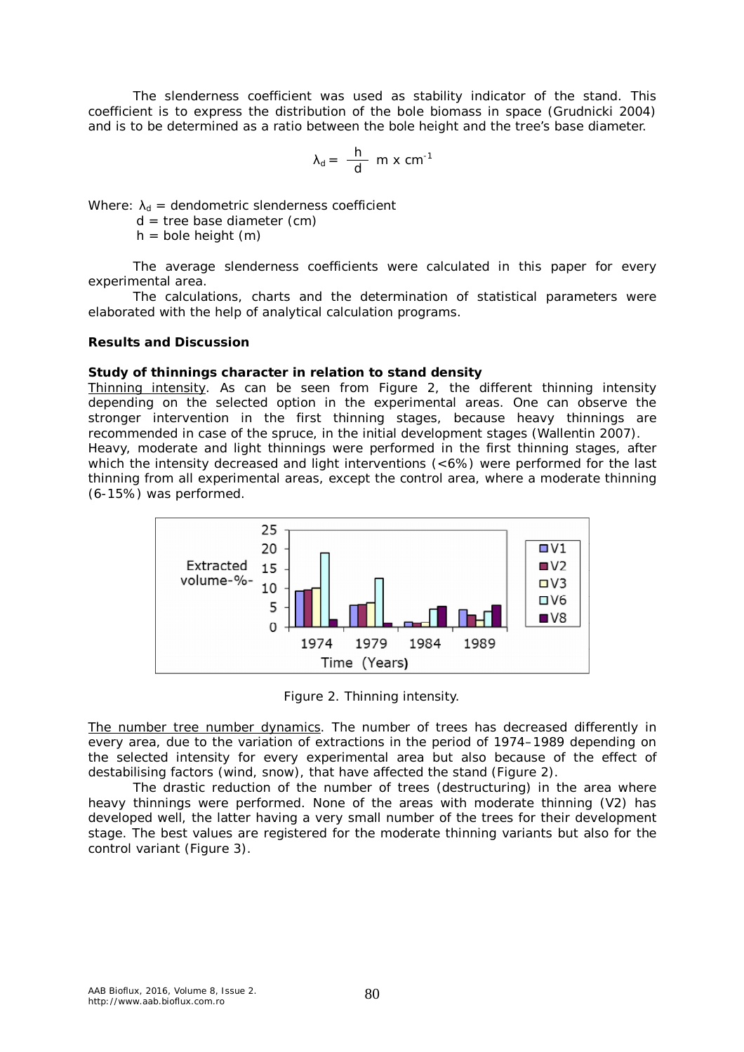The slenderness coefficient was used as stability indicator of the stand. This coefficient is to express the distribution of the bole biomass in space (Grudnicki 2004) and is to be determined as a ratio between the bole height and the tree's base diameter.

$$\lambda_d = \frac{h}{d} \text{ m x cm}^{-1}$$

Where: $\lambda_d$ = dendometric slenderness coefficient
d = tree base diameter (cm)
h = bole height (m)

The average slenderness coefficients were calculated in this paper for every experimental area.

The calculations, charts and the determination of statistical parameters were elaborated with the help of analytical calculation programs.

**Results and Discussion**

**Study of thinnings character in relation to stand density**

Thinning intensity. As can be seen from Figure 2, the different thinning intensity depending on the selected option in the experimental areas. One can observe the stronger intervention in the first thinning stages, because heavy thinnings are recommended in case of the spruce, in the initial development stages (Wallentin 2007).
Heavy, moderate and light thinnings were performed in the first thinning stages, after which the intensity decreased and light interventions (<6%) were performed for the last thinning from all experimental areas, except the control area, where a moderate thinning (6-15%) was performed.

Figure 2. Thinning intensity.

The number tree number dynamics. The number of trees has decreased differently in every area, due to the variation of extractions in the period of 1974–1989 depending on the selected intensity for every experimental area but also because of the effect of destabilising factors (wind, snow), that have affected the stand (Figure 2).

The drastic reduction of the number of trees (destructuring) in the area where heavy thinnings were performed. None of the areas with moderate thinning (V2) has developed well, the latter having a very small number of the trees for their development stage. The best values are registered for the moderate thinning variants but also for the control variant (Figure 3).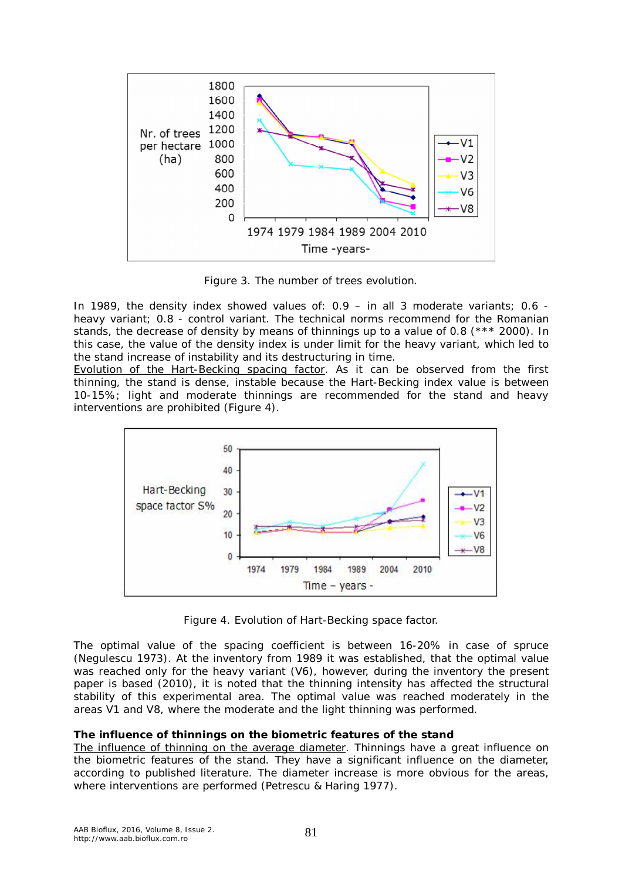Figure 3. The number of trees evolution.

In 1989, the density index showed values of: 0.9 – in all 3 moderate variants; 0.6 - heavy variant; 0.8 - control variant. The technical norms recommend for the Romanian stands, the decrease of density by means of thinnings up to a value of 0.8 (*** 2000). In this case, the value of the density index is under limit for the heavy variant, which led to the stand increase of instability and its destructuring in time.

Evolution of the Hart-Becking spacing factor. As it can be observed from the first thinning, the stand is dense, instable because the Hart-Becking index value is between 10-15%; light and moderate thinnings are recommended for the stand and heavy interventions are prohibited (Figure 4).

Figure 4. Evolution of Hart-Becking space factor.

The optimal value of the spacing coefficient is between 16-20% in case of spruce (Negulescu 1973). At the inventory from 1989 it was established, that the optimal value was reached only for the heavy variant (V6), however, during the inventory the present paper is based (2010), it is noted that the thinning intensity has affected the structural stability of this experimental area. The optimal value was reached moderately in the areas V1 and V8, where the moderate and the light thinning was performed.

**The influence of thinnings on the biometric features of the stand**

The influence of thinning on the average diameter. Thinnings have a great influence on the biometric features of the stand. They have a significant influence on the diameter, according to published literature. The diameter increase is more obvious for the areas, where interventions are performed (Petrescu & Haring 1977).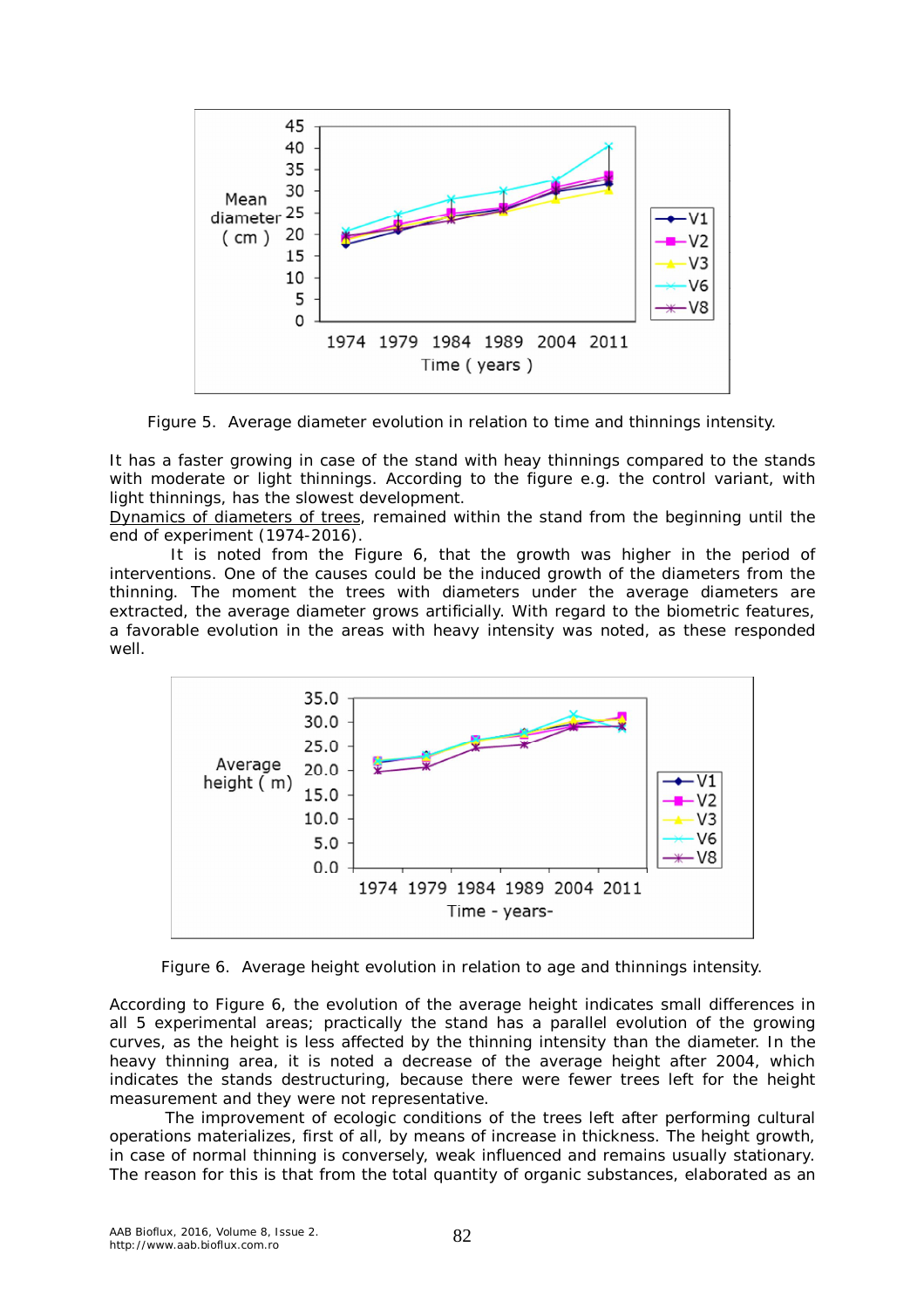Figure 5. Average diameter evolution in relation to time and thinnings intensity.

It has a faster growing in case of the stand with heay thinnings compared to the stands with moderate or light thinnings. According to the figure e.g. the control variant, with light thinnings, has the slowest development.

Dynamics of diameters of trees, remained within the stand from the beginning until the end of experiment (1974-2016).

It is noted from the Figure 6, that the growth was higher in the period of interventions. One of the causes could be the induced growth of the diameters from the thinning. The moment the trees with diameters under the average diameters are extracted, the average diameter grows artificially. With regard to the biometric features, a favorable evolution in the areas with heavy intensity was noted, as these responded well.

Figure 6. Average height evolution in relation to age and thinnings intensity.

According to Figure 6, the evolution of the average height indicates small differences in all 5 experimental areas; practically the stand has a parallel evolution of the growing curves, as the height is less affected by the thinning intensity than the diameter. In the heavy thinning area, it is noted a decrease of the average height after 2004, which indicates the stands destructuring, because there were fewer trees left for the height measurement and they were not representative.

The improvement of ecologic conditions of the trees left after performing cultural operations materializes, first of all, by means of increase in thickness. The height growth, in case of normal thinning is conversely, weak influenced and remains usually stationary. The reason for this is that from the total quantity of organic substances, elaborated as an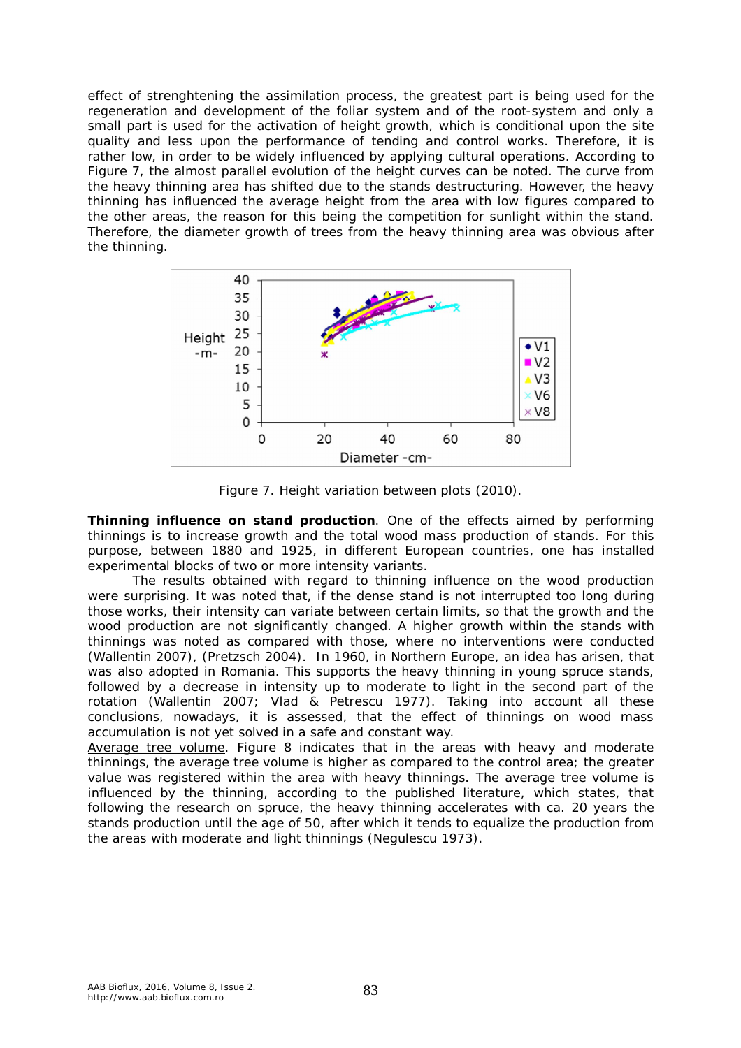effect of strenghtening the assimilation process, the greatest part is being used for the regeneration and development of the foliar system and of the root-system and only a small part is used for the activation of height growth, which is conditional upon the site quality and less upon the performance of tending and control works. Therefore, it is rather low, in order to be widely influenced by applying cultural operations. According to Figure 7, the almost parallel evolution of the height curves can be noted. The curve from the heavy thinning area has shifted due to the stands destructuring. However, the heavy thinning has influenced the average height from the area with low figures compared to the other areas, the reason for this being the competition for sunlight within the stand. Therefore, the diameter growth of trees from the heavy thinning area was obvious after the thinning.

Figure 7. Height variation between plots (2010).

**Thinning influence on stand production**. One of the effects aimed by performing thinnings is to increase growth and the total wood mass production of stands. For this purpose, between 1880 and 1925, in different European countries, one has installed experimental blocks of two or more intensity variants.

The results obtained with regard to thinning influence on the wood production were surprising. It was noted that, if the dense stand is not interrupted too long during those works, their intensity can variate between certain limits, so that the growth and the wood production are not significantly changed. A higher growth within the stands with thinnings was noted as compared with those, where no interventions were conducted (Wallentin 2007), (Pretzsch 2004). In 1960, in Northern Europe, an idea has arisen, that was also adopted in Romania. This supports the heavy thinning in young spruce stands, followed by a decrease in intensity up to moderate to light in the second part of the rotation (Wallentin 2007; Vlad & Petrescu 1977). Taking into account all these conclusions, nowadays, it is assessed, that the effect of thinnings on wood mass accumulation is not yet solved in a safe and constant way.

Average tree volume. Figure 8 indicates that in the areas with heavy and moderate thinnings, the average tree volume is higher as compared to the control area; the greater value was registered within the area with heavy thinnings. The average tree volume is influenced by the thinning, according to the published literature, which states, that following the research on spruce, the heavy thinning accelerates with ca. 20 years the stands production until the age of 50, after which it tends to equalize the production from the areas with moderate and light thinnings (Negulescu 1973).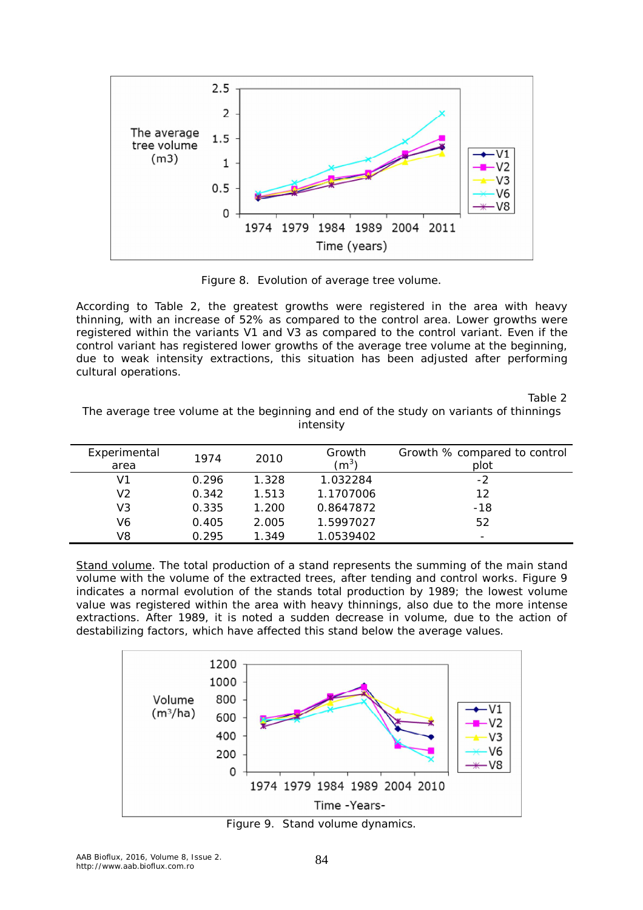Figure 8. Evolution of average tree volume.

According to Table 2, the greatest growths were registered in the area with heavy thinning, with an increase of 52% as compared to the control area. Lower growths were registered within the variants V1 and V3 as compared to the control variant. Even if the control variant has registered lower growths of the average tree volume at the beginning, due to weak intensity extractions, this situation has been adjusted after performing cultural operations.

Table 2

The average tree volume at the beginning and end of the study on variants of thinnings intensity

| Experimental area | 1974 | 2010 | Growth ($m^3$) | Growth % compared to control plot |
|---|---|---|---|---|
| V1 | 0.296 | 1.328 | 1.032284 | -2 |
| V2 | 0.342 | 1.513 | 1.1707006 | 12 |
| V3 | 0.335 | 1.200 | 0.8647872 | -18 |
| V6 | 0.405 | 2.005 | 1.5997027 | 52 |
| V8 | 0.295 | 1.349 | 1.0539402 | - |

Stand volume. The total production of a stand represents the summing of the main stand volume with the volume of the extracted trees, after tending and control works. Figure 9 indicates a normal evolution of the stands total production by 1989; the lowest volume value was registered within the area with heavy thinnings, also due to the more intense extractions. After 1989, it is noted a sudden decrease in volume, due to the action of destabilizing factors, which have affected this stand below the average values.

Figure 9. Stand volume dynamics.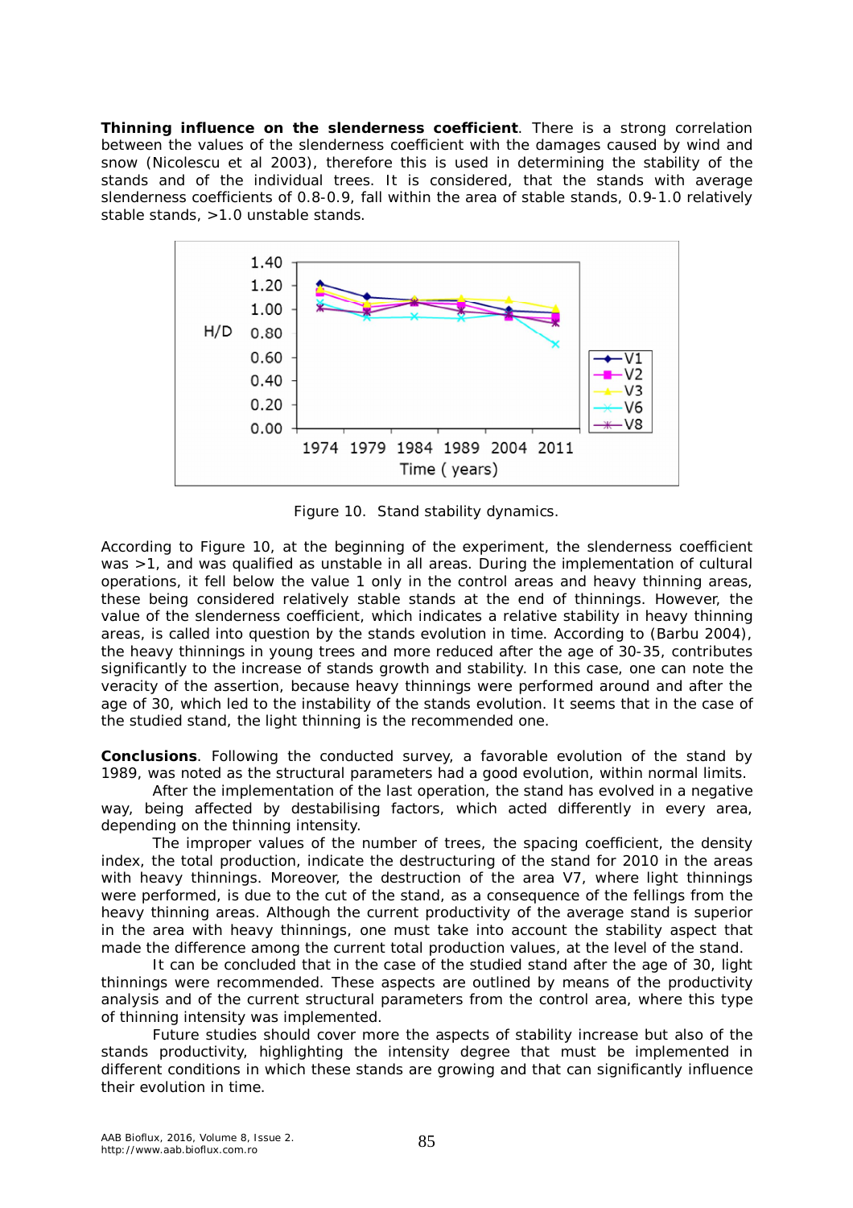**Thinning influence on the slenderness coefficient**. There is a strong correlation between the values of the slenderness coefficient with the damages caused by wind and snow (Nicolescu et al 2003), therefore this is used in determining the stability of the stands and of the individual trees. It is considered, that the stands with average slenderness coefficients of 0.8-0.9, fall within the area of stable stands, 0.9-1.0 relatively stable stands, >1.0 unstable stands.

Figure 10. Stand stability dynamics.

According to Figure 10, at the beginning of the experiment, the slenderness coefficient was >1, and was qualified as unstable in all areas. During the implementation of cultural operations, it fell below the value 1 only in the control areas and heavy thinning areas, these being considered relatively stable stands at the end of thinnings. However, the value of the slenderness coefficient, which indicates a relative stability in heavy thinning areas, is called into question by the stands evolution in time. According to (Barbu 2004), the heavy thinnings in young trees and more reduced after the age of 30-35, contributes significantly to the increase of stands growth and stability. In this case, one can note the veracity of the assertion, because heavy thinnings were performed around and after the age of 30, which led to the instability of the stands evolution. It seems that in the case of the studied stand, the light thinning is the recommended one.

**Conclusions**. Following the conducted survey, a favorable evolution of the stand by 1989, was noted as the structural parameters had a good evolution, within normal limits.

After the implementation of the last operation, the stand has evolved in a negative way, being affected by destabilising factors, which acted differently in every area, depending on the thinning intensity.

The improper values of the number of trees, the spacing coefficient, the density index, the total production, indicate the destructuring of the stand for 2010 in the areas with heavy thinnings. Moreover, the destruction of the area V7, where light thinnings were performed, is due to the cut of the stand, as a consequence of the fellings from the heavy thinning areas. Although the current productivity of the average stand is superior in the area with heavy thinnings, one must take into account the stability aspect that made the difference among the current total production values, at the level of the stand.

It can be concluded that in the case of the studied stand after the age of 30, light thinnings were recommended. These aspects are outlined by means of the productivity analysis and of the current structural parameters from the control area, where this type of thinning intensity was implemented.

Future studies should cover more the aspects of stability increase but also of the stands productivity, highlighting the intensity degree that must be implemented in different conditions in which these stands are growing and that can significantly influence their evolution in time.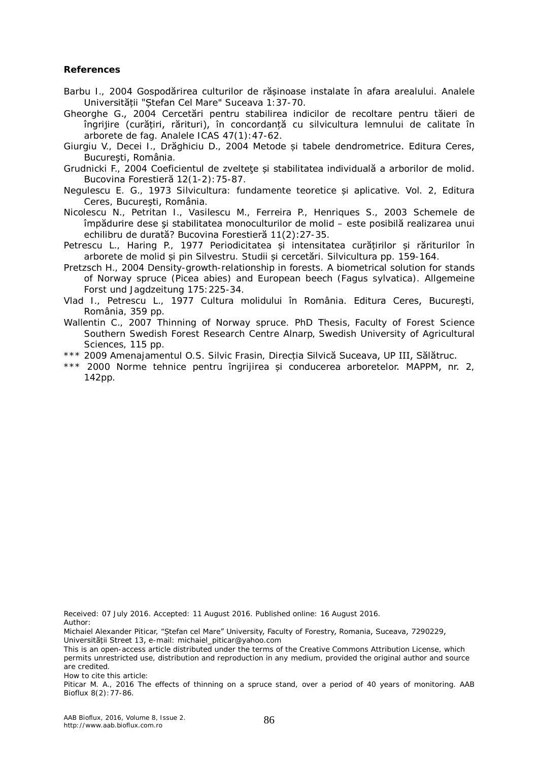**References**

Barbu I., 2004 Gospodărirea culturilor de rășinoase instalate în afara arealului. Analele Universității "Ștefan Cel Mare" Suceava 1:37-70.

Gheorghe G., 2004 Cercetări pentru stabilirea indicilor de recoltare pentru tăieri de îngrijire (curățiri, rărituri), în concordanță cu silvicultura lemnului de calitate în arborete de fag. Analele ICAS 47(1):47-62.

Giurgiu V., Decei I., Drăghiciu D., 2004 Metode și tabele dendrometrice. Editura Ceres, Bucureşti, România.

Grudnicki F., 2004 Coeficientul de zvelteţe și stabilitatea individuală a arborilor de molid. Bucovina Forestieră 12(1-2):75-87.

Negulescu E. G., 1973 Silvicultura: fundamente teoretice și aplicative. Vol. 2, Editura Ceres, Bucureşti, România.

Nicolescu N., Petritan I., Vasilescu M., Ferreira P., Henriques S., 2003 Schemele de împădurire dese şi stabilitatea monoculturilor de molid – este posibilă realizarea unui echilibru de durată? Bucovina Forestieră 11(2):27-35.

Petrescu L., Haring P., 1977 Periodicitatea și intensitatea curățirilor și răriturilor în arborete de molid și pin Silvestru. Studii și cercetări. Silvicultura pp. 159-164.

Pretzsch H., 2004 Density-growth-relationship in forests. A biometrical solution for stands of Norway spruce (Picea abies) and European beech (Fagus sylvatica). Allgemeine Forst und Jagdzeitung 175:225-34.

Vlad I., Petrescu L., 1977 Cultura molidului în România. Editura Ceres, Bucureşti, România, 359 pp.

Wallentin C., 2007 Thinning of Norway spruce. PhD Thesis, Faculty of Forest Science Southern Swedish Forest Research Centre Alnarp, Swedish University of Agricultural Sciences, 115 pp.

*** 2009 Amenajamentul O.S. Silvic Frasin, Direcția Silvică Suceava, UP III, Sălătruc.

*** 2000 Norme tehnice pentru îngrijirea și conducerea arboretelor. MAPPM, nr. 2, 142pp.

Received: 07 July 2016. Accepted: 11 August 2016. Published online: 16 August 2016.

Author:

Michaiel Alexander Piticar, "Ștefan cel Mare" University, Faculty of Forestry, Romania, Suceava, 7290229, Universității Street 13, e-mail: michaiel_piticar@yahoo.com

This is an open-access article distributed under the terms of the Creative Commons Attribution License, which permits unrestricted use, distribution and reproduction in any medium, provided the original author and source are credited.

How to cite this article:

Piticar M. A., 2016 The effects of thinning on a spruce stand, over a period of 40 years of monitoring. AAB Bioflux 8(2):77-86.